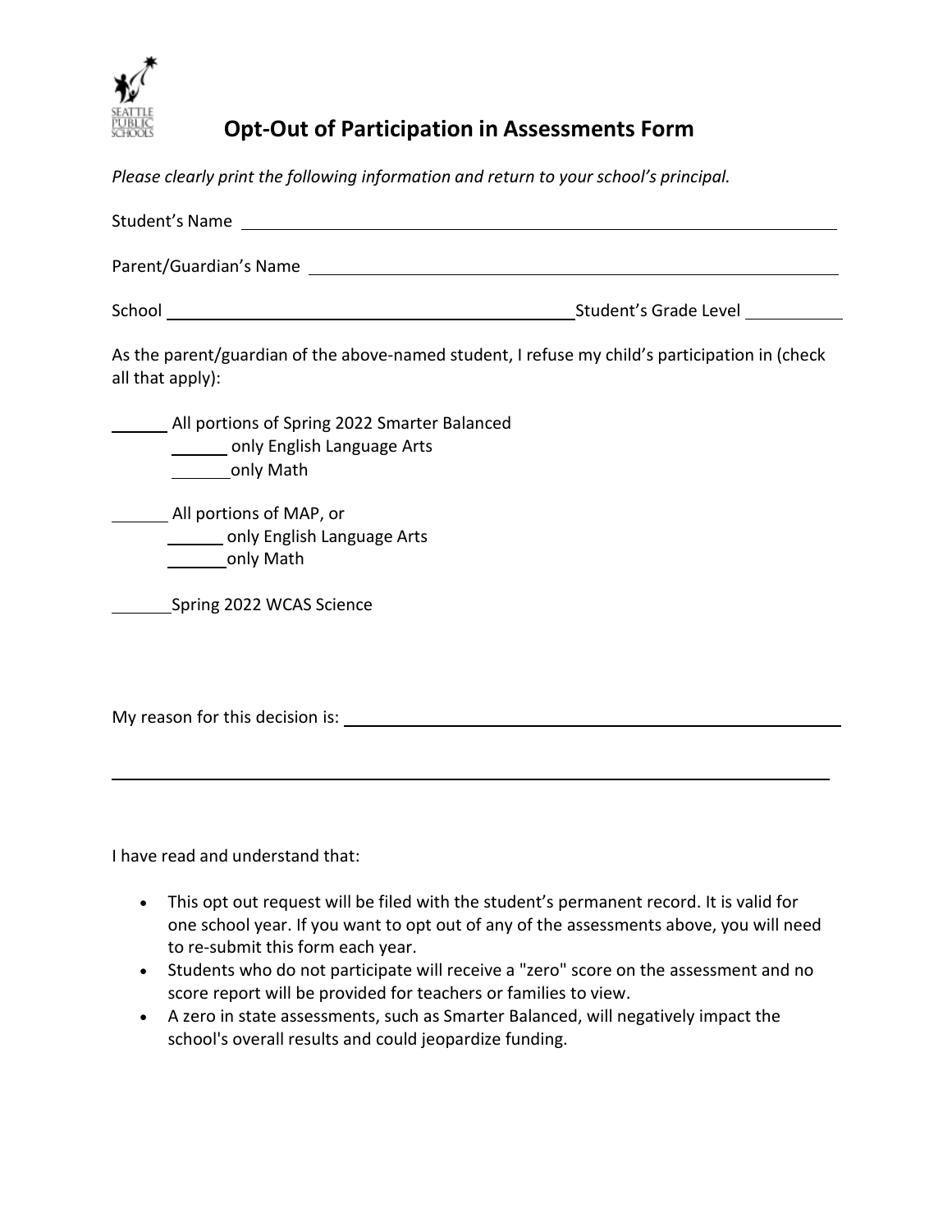# Opt-Out of Participation in Assessments Form

*Please clearly print the following information and return to your school's principal.*

Student's Name ______________________________________________

Parent/Guardian's Name ______________________________________________

School ______________________________ Student's Grade Level __________

As the parent/guardian of the above-named student, I refuse my child's participation in (check all that apply):

______ All portions of Spring 2022 Smarter Balanced

 ______ only English Language Arts

 ______ only Math

______ All portions of MAP, or

 ______ only English Language Arts

 ______ only Math

______ Spring 2022 WCAS Science

My reason for this decision is: ______________________________________________

______________________________________________________________________

I have read and understand that:

- This opt out request will be filed with the student's permanent record. It is valid for one school year. If you want to opt out of any of the assessments above, you will need to re-submit this form each year.
- Students who do not participate will receive a "zero" score on the assessment and no score report will be provided for teachers or families to view.
- A zero in state assessments, such as Smarter Balanced, will negatively impact the school's overall results and could jeopardize funding.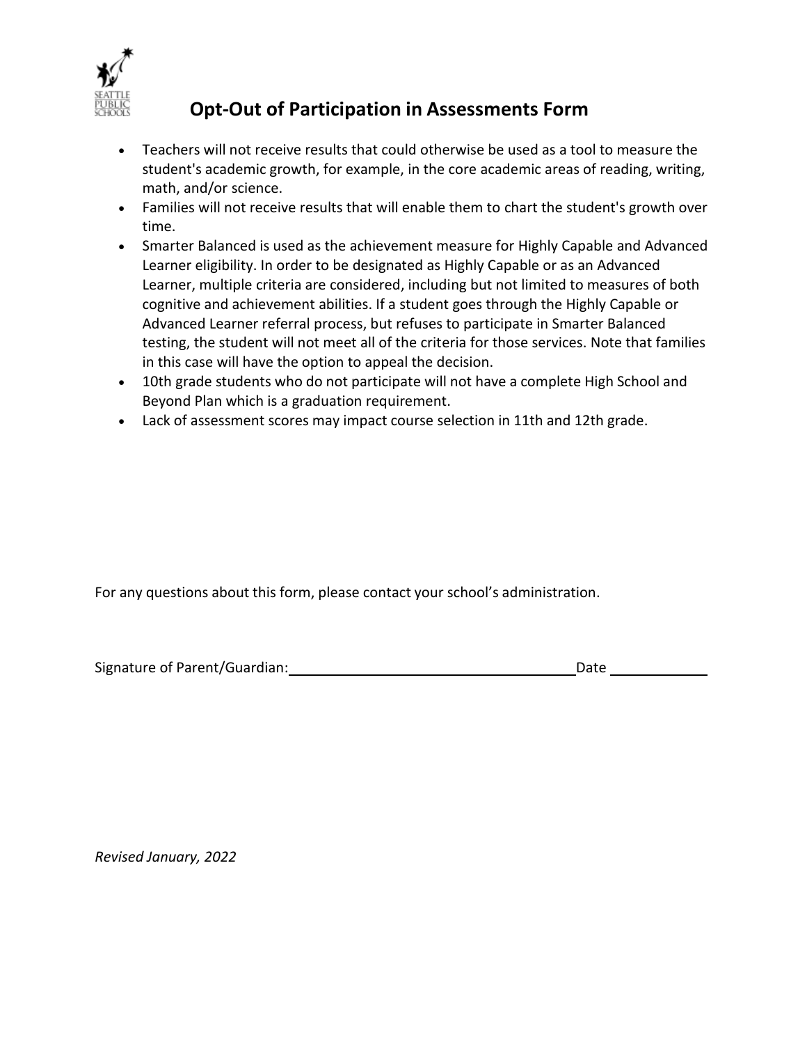# Opt-Out of Participation in Assessments Form

- Teachers will not receive results that could otherwise be used as a tool to measure the student's academic growth, for example, in the core academic areas of reading, writing, math, and/or science.
- Families will not receive results that will enable them to chart the student's growth over time.
- Smarter Balanced is used as the achievement measure for Highly Capable and Advanced Learner eligibility. In order to be designated as Highly Capable or as an Advanced Learner, multiple criteria are considered, including but not limited to measures of both cognitive and achievement abilities. If a student goes through the Highly Capable or Advanced Learner referral process, but refuses to participate in Smarter Balanced testing, the student will not meet all of the criteria for those services. Note that families in this case will have the option to appeal the decision.
- 10th grade students who do not participate will not have a complete High School and Beyond Plan which is a graduation requirement.
- Lack of assessment scores may impact course selection in 11th and 12th grade.

For any questions about this form, please contact your school's administration.

Signature of Parent/Guardian: ____________________________________ Date ____________

*Revised January, 2022*